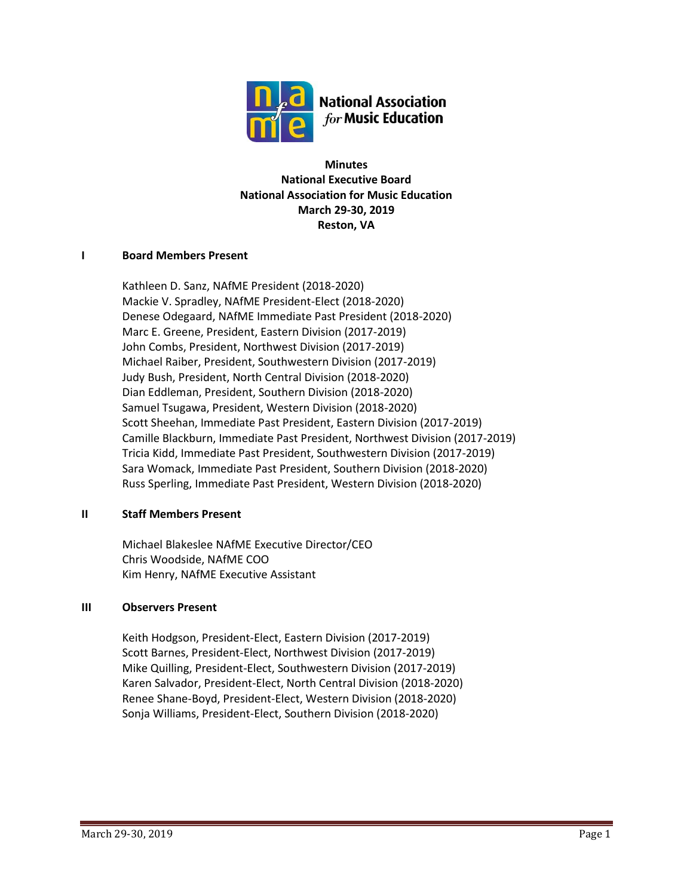National Association *for* Music Education

**Minutes**
**National Executive Board**
**National Association for Music Education**
**March 29-30, 2019**
**Reston, VA**

## I Board Members Present

Kathleen D. Sanz, NAfME President (2018-2020)
Mackie V. Spradley, NAfME President-Elect (2018-2020)
Denese Odegaard, NAfME Immediate Past President (2018-2020)
Marc E. Greene, President, Eastern Division (2017-2019)
John Combs, President, Northwest Division (2017-2019)
Michael Raiber, President, Southwestern Division (2017-2019)
Judy Bush, President, North Central Division (2018-2020)
Dian Eddleman, President, Southern Division (2018-2020)
Samuel Tsugawa, President, Western Division (2018-2020)
Scott Sheehan, Immediate Past President, Eastern Division (2017-2019)
Camille Blackburn, Immediate Past President, Northwest Division (2017-2019)
Tricia Kidd, Immediate Past President, Southwestern Division (2017-2019)
Sara Womack, Immediate Past President, Southern Division (2018-2020)
Russ Sperling, Immediate Past President, Western Division (2018-2020)

## II Staff Members Present

Michael Blakeslee NAfME Executive Director/CEO
Chris Woodside, NAfME COO
Kim Henry, NAfME Executive Assistant

## III Observers Present

Keith Hodgson, President-Elect, Eastern Division (2017-2019)
Scott Barnes, President-Elect, Northwest Division (2017-2019)
Mike Quilling, President-Elect, Southwestern Division (2017-2019)
Karen Salvador, President-Elect, North Central Division (2018-2020)
Renee Shane-Boyd, President-Elect, Western Division (2018-2020)
Sonja Williams, President-Elect, Southern Division (2018-2020)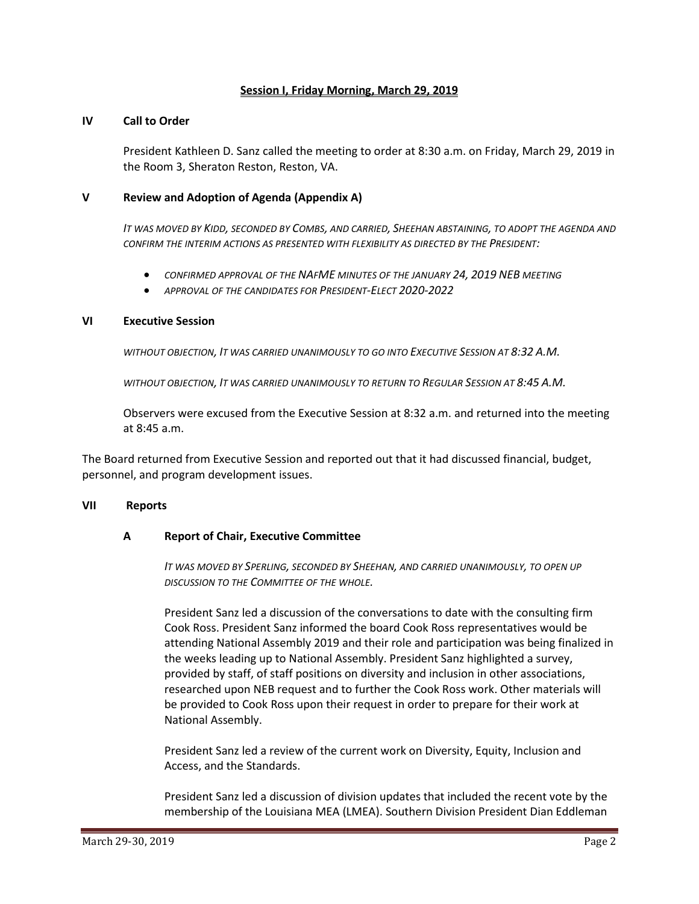## Session I, Friday Morning, March 29, 2019

### IV Call to Order

President Kathleen D. Sanz called the meeting to order at 8:30 a.m. on Friday, March 29, 2019 in the Room 3, Sheraton Reston, Reston, VA.

### V Review and Adoption of Agenda (Appendix A)

*IT WAS MOVED BY KIDD, SECONDED BY COMBS, AND CARRIED, SHEEHAN ABSTAINING, TO ADOPT THE AGENDA AND CONFIRM THE INTERIM ACTIONS AS PRESENTED WITH FLEXIBILITY AS DIRECTED BY THE PRESIDENT:*

- *CONFIRMED APPROVAL OF THE NAFME MINUTES OF THE JANUARY 24, 2019 NEB MEETING*
- *APPROVAL OF THE CANDIDATES FOR PRESIDENT-ELECT 2020-2022*

### VI Executive Session

*WITHOUT OBJECTION, IT WAS CARRIED UNANIMOUSLY TO GO INTO EXECUTIVE SESSION AT 8:32 A.M.*

*WITHOUT OBJECTION, IT WAS CARRIED UNANIMOUSLY TO RETURN TO REGULAR SESSION AT 8:45 A.M.*

Observers were excused from the Executive Session at 8:32 a.m. and returned into the meeting at 8:45 a.m.

The Board returned from Executive Session and reported out that it had discussed financial, budget, personnel, and program development issues.

### VII Reports

#### A Report of Chair, Executive Committee

*IT WAS MOVED BY SPERLING, SECONDED BY SHEEHAN, AND CARRIED UNANIMOUSLY, TO OPEN UP DISCUSSION TO THE COMMITTEE OF THE WHOLE.*

President Sanz led a discussion of the conversations to date with the consulting firm Cook Ross. President Sanz informed the board Cook Ross representatives would be attending National Assembly 2019 and their role and participation was being finalized in the weeks leading up to National Assembly. President Sanz highlighted a survey, provided by staff, of staff positions on diversity and inclusion in other associations, researched upon NEB request and to further the Cook Ross work. Other materials will be provided to Cook Ross upon their request in order to prepare for their work at National Assembly.

President Sanz led a review of the current work on Diversity, Equity, Inclusion and Access, and the Standards.

President Sanz led a discussion of division updates that included the recent vote by the membership of the Louisiana MEA (LMEA). Southern Division President Dian Eddleman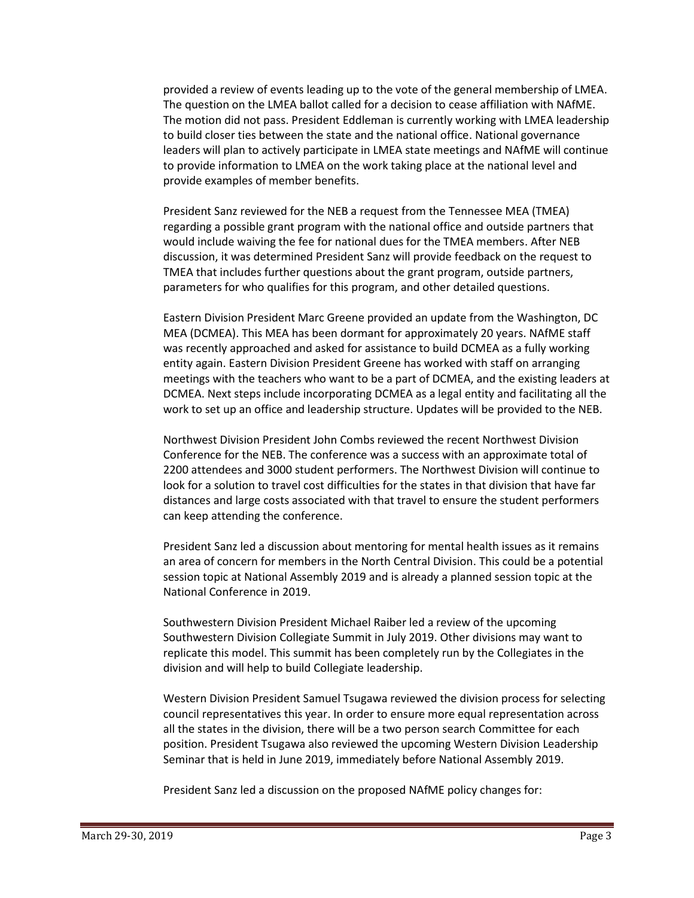provided a review of events leading up to the vote of the general membership of LMEA. The question on the LMEA ballot called for a decision to cease affiliation with NAfME. The motion did not pass. President Eddleman is currently working with LMEA leadership to build closer ties between the state and the national office. National governance leaders will plan to actively participate in LMEA state meetings and NAfME will continue to provide information to LMEA on the work taking place at the national level and provide examples of member benefits.

President Sanz reviewed for the NEB a request from the Tennessee MEA (TMEA) regarding a possible grant program with the national office and outside partners that would include waiving the fee for national dues for the TMEA members. After NEB discussion, it was determined President Sanz will provide feedback on the request to TMEA that includes further questions about the grant program, outside partners, parameters for who qualifies for this program, and other detailed questions.

Eastern Division President Marc Greene provided an update from the Washington, DC MEA (DCMEA). This MEA has been dormant for approximately 20 years. NAfME staff was recently approached and asked for assistance to build DCMEA as a fully working entity again. Eastern Division President Greene has worked with staff on arranging meetings with the teachers who want to be a part of DCMEA, and the existing leaders at DCMEA. Next steps include incorporating DCMEA as a legal entity and facilitating all the work to set up an office and leadership structure. Updates will be provided to the NEB.

Northwest Division President John Combs reviewed the recent Northwest Division Conference for the NEB. The conference was a success with an approximate total of 2200 attendees and 3000 student performers. The Northwest Division will continue to look for a solution to travel cost difficulties for the states in that division that have far distances and large costs associated with that travel to ensure the student performers can keep attending the conference.

President Sanz led a discussion about mentoring for mental health issues as it remains an area of concern for members in the North Central Division. This could be a potential session topic at National Assembly 2019 and is already a planned session topic at the National Conference in 2019.

Southwestern Division President Michael Raiber led a review of the upcoming Southwestern Division Collegiate Summit in July 2019. Other divisions may want to replicate this model. This summit has been completely run by the Collegiates in the division and will help to build Collegiate leadership.

Western Division President Samuel Tsugawa reviewed the division process for selecting council representatives this year. In order to ensure more equal representation across all the states in the division, there will be a two person search Committee for each position. President Tsugawa also reviewed the upcoming Western Division Leadership Seminar that is held in June 2019, immediately before National Assembly 2019.

President Sanz led a discussion on the proposed NAfME policy changes for: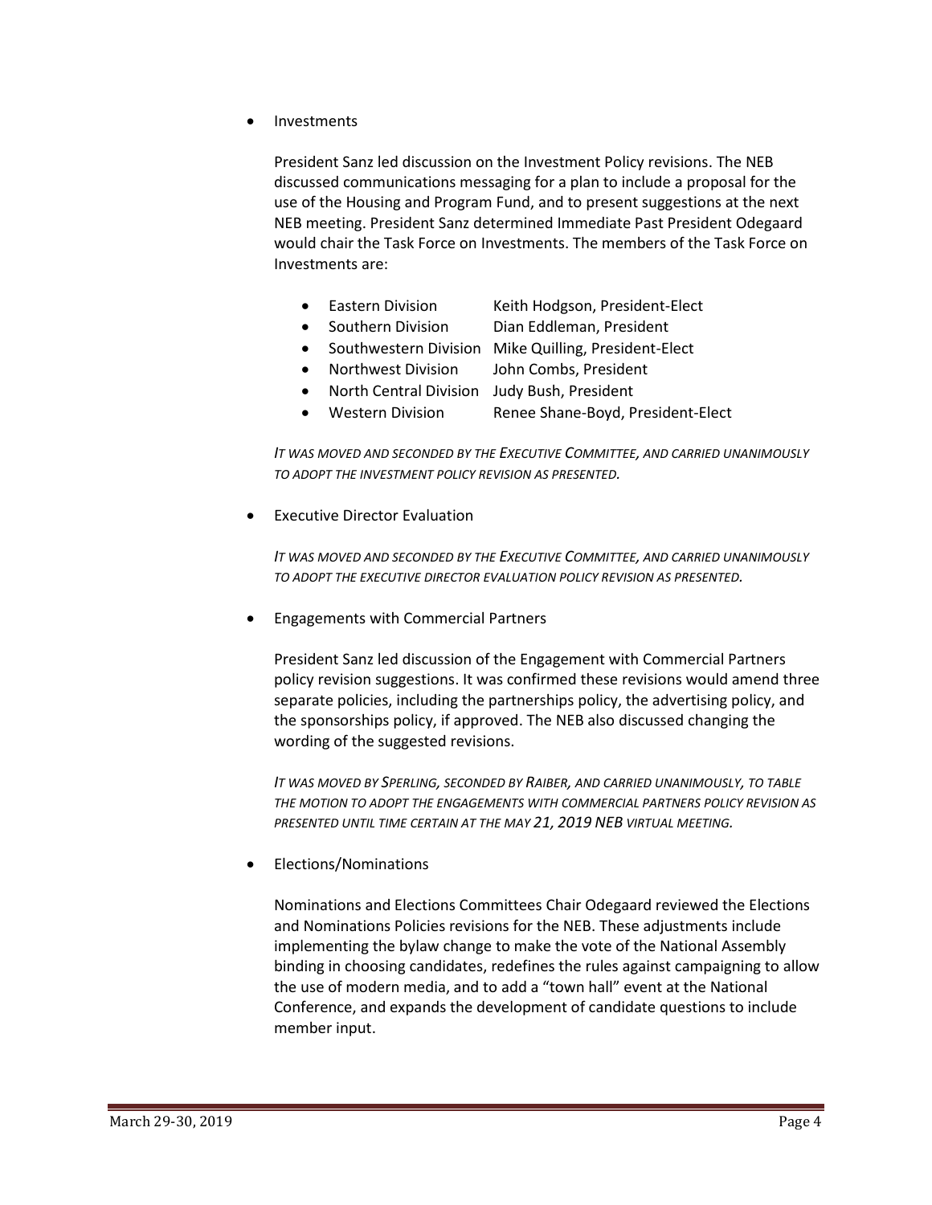- Investments

  President Sanz led discussion on the Investment Policy revisions. The NEB discussed communications messaging for a plan to include a proposal for the use of the Housing and Program Fund, and to present suggestions at the next NEB meeting. President Sanz determined Immediate Past President Odegaard would chair the Task Force on Investments. The members of the Task Force on Investments are:

  - Eastern Division Keith Hodgson, President-Elect
  - Southern Division Dian Eddleman, President
  - Southwestern Division Mike Quilling, President-Elect
  - Northwest Division John Combs, President
  - North Central Division Judy Bush, President
  - Western Division Renee Shane-Boyd, President-Elect

  *IT WAS MOVED AND SECONDED BY THE EXECUTIVE COMMITTEE, AND CARRIED UNANIMOUSLY TO ADOPT THE INVESTMENT POLICY REVISION AS PRESENTED.*

- Executive Director Evaluation

  *IT WAS MOVED AND SECONDED BY THE EXECUTIVE COMMITTEE, AND CARRIED UNANIMOUSLY TO ADOPT THE EXECUTIVE DIRECTOR EVALUATION POLICY REVISION AS PRESENTED.*

- Engagements with Commercial Partners

  President Sanz led discussion of the Engagement with Commercial Partners policy revision suggestions. It was confirmed these revisions would amend three separate policies, including the partnerships policy, the advertising policy, and the sponsorships policy, if approved. The NEB also discussed changing the wording of the suggested revisions.

  *IT WAS MOVED BY SPERLING, SECONDED BY RAIBER, AND CARRIED UNANIMOUSLY, TO TABLE THE MOTION TO ADOPT THE ENGAGEMENTS WITH COMMERCIAL PARTNERS POLICY REVISION AS PRESENTED UNTIL TIME CERTAIN AT THE MAY 21, 2019 NEB VIRTUAL MEETING.*

- Elections/Nominations

  Nominations and Elections Committees Chair Odegaard reviewed the Elections and Nominations Policies revisions for the NEB. These adjustments include implementing the bylaw change to make the vote of the National Assembly binding in choosing candidates, redefines the rules against campaigning to allow the use of modern media, and to add a "town hall" event at the National Conference, and expands the development of candidate questions to include member input.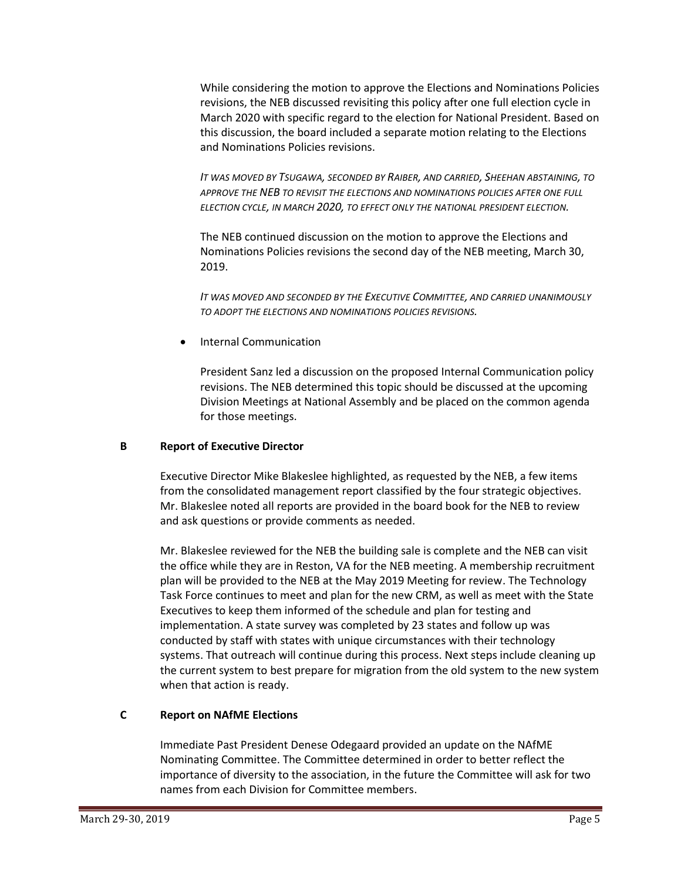While considering the motion to approve the Elections and Nominations Policies revisions, the NEB discussed revisiting this policy after one full election cycle in March 2020 with specific regard to the election for National President. Based on this discussion, the board included a separate motion relating to the Elections and Nominations Policies revisions.

*IT WAS MOVED BY TSUGAWA, SECONDED BY RAIBER, AND CARRIED, SHEEHAN ABSTAINING, TO APPROVE THE NEB TO REVISIT THE ELECTIONS AND NOMINATIONS POLICIES AFTER ONE FULL ELECTION CYCLE, IN MARCH 2020, TO EFFECT ONLY THE NATIONAL PRESIDENT ELECTION.*

The NEB continued discussion on the motion to approve the Elections and Nominations Policies revisions the second day of the NEB meeting, March 30, 2019.

*IT WAS MOVED AND SECONDED BY THE EXECUTIVE COMMITTEE, AND CARRIED UNANIMOUSLY TO ADOPT THE ELECTIONS AND NOMINATIONS POLICIES REVISIONS.*

- Internal Communication

  President Sanz led a discussion on the proposed Internal Communication policy revisions. The NEB determined this topic should be discussed at the upcoming Division Meetings at National Assembly and be placed on the common agenda for those meetings.

**B Report of Executive Director**

Executive Director Mike Blakeslee highlighted, as requested by the NEB, a few items from the consolidated management report classified by the four strategic objectives. Mr. Blakeslee noted all reports are provided in the board book for the NEB to review and ask questions or provide comments as needed.

Mr. Blakeslee reviewed for the NEB the building sale is complete and the NEB can visit the office while they are in Reston, VA for the NEB meeting. A membership recruitment plan will be provided to the NEB at the May 2019 Meeting for review. The Technology Task Force continues to meet and plan for the new CRM, as well as meet with the State Executives to keep them informed of the schedule and plan for testing and implementation. A state survey was completed by 23 states and follow up was conducted by staff with states with unique circumstances with their technology systems. That outreach will continue during this process. Next steps include cleaning up the current system to best prepare for migration from the old system to the new system when that action is ready.

**C Report on NAfME Elections**

Immediate Past President Denese Odegaard provided an update on the NAfME Nominating Committee. The Committee determined in order to better reflect the importance of diversity to the association, in the future the Committee will ask for two names from each Division for Committee members.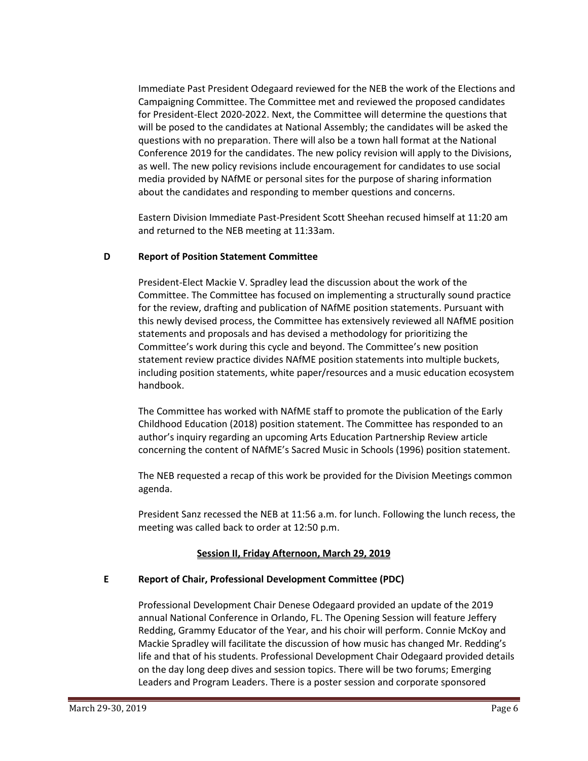Immediate Past President Odegaard reviewed for the NEB the work of the Elections and Campaigning Committee. The Committee met and reviewed the proposed candidates for President-Elect 2020-2022. Next, the Committee will determine the questions that will be posed to the candidates at National Assembly; the candidates will be asked the questions with no preparation. There will also be a town hall format at the National Conference 2019 for the candidates. The new policy revision will apply to the Divisions, as well. The new policy revisions include encouragement for candidates to use social media provided by NAfME or personal sites for the purpose of sharing information about the candidates and responding to member questions and concerns.

Eastern Division Immediate Past-President Scott Sheehan recused himself at 11:20 am and returned to the NEB meeting at 11:33am.

**D Report of Position Statement Committee**

President-Elect Mackie V. Spradley lead the discussion about the work of the Committee. The Committee has focused on implementing a structurally sound practice for the review, drafting and publication of NAfME position statements. Pursuant with this newly devised process, the Committee has extensively reviewed all NAfME position statements and proposals and has devised a methodology for prioritizing the Committee's work during this cycle and beyond. The Committee's new position statement review practice divides NAfME position statements into multiple buckets, including position statements, white paper/resources and a music education ecosystem handbook.

The Committee has worked with NAfME staff to promote the publication of the Early Childhood Education (2018) position statement. The Committee has responded to an author's inquiry regarding an upcoming Arts Education Partnership Review article concerning the content of NAfME's Sacred Music in Schools (1996) position statement.

The NEB requested a recap of this work be provided for the Division Meetings common agenda.

President Sanz recessed the NEB at 11:56 a.m. for lunch. Following the lunch recess, the meeting was called back to order at 12:50 p.m.

**Session II, Friday Afternoon, March 29, 2019**

**E Report of Chair, Professional Development Committee (PDC)**

Professional Development Chair Denese Odegaard provided an update of the 2019 annual National Conference in Orlando, FL. The Opening Session will feature Jeffery Redding, Grammy Educator of the Year, and his choir will perform. Connie McKoy and Mackie Spradley will facilitate the discussion of how music has changed Mr. Redding's life and that of his students. Professional Development Chair Odegaard provided details on the day long deep dives and session topics. There will be two forums; Emerging Leaders and Program Leaders. There is a poster session and corporate sponsored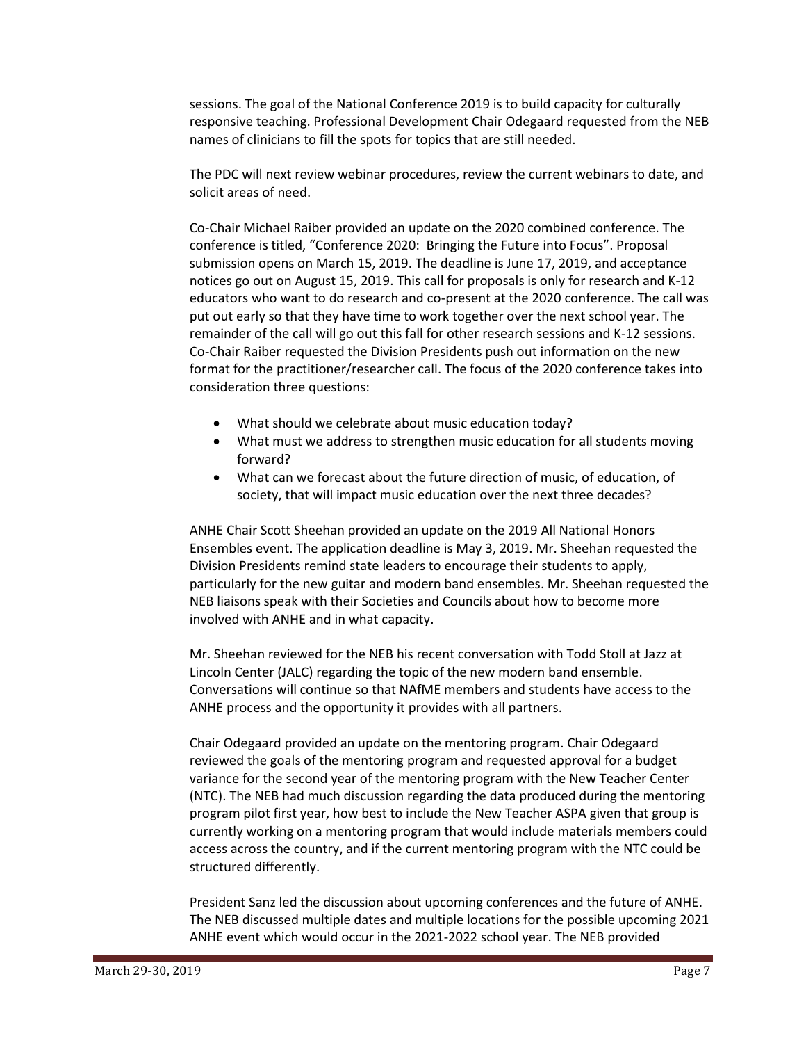sessions. The goal of the National Conference 2019 is to build capacity for culturally responsive teaching. Professional Development Chair Odegaard requested from the NEB names of clinicians to fill the spots for topics that are still needed.

The PDC will next review webinar procedures, review the current webinars to date, and solicit areas of need.

Co-Chair Michael Raiber provided an update on the 2020 combined conference. The conference is titled, "Conference 2020: Bringing the Future into Focus". Proposal submission opens on March 15, 2019. The deadline is June 17, 2019, and acceptance notices go out on August 15, 2019. This call for proposals is only for research and K-12 educators who want to do research and co-present at the 2020 conference. The call was put out early so that they have time to work together over the next school year. The remainder of the call will go out this fall for other research sessions and K-12 sessions. Co-Chair Raiber requested the Division Presidents push out information on the new format for the practitioner/researcher call. The focus of the 2020 conference takes into consideration three questions:

- What should we celebrate about music education today?
- What must we address to strengthen music education for all students moving forward?
- What can we forecast about the future direction of music, of education, of society, that will impact music education over the next three decades?

ANHE Chair Scott Sheehan provided an update on the 2019 All National Honors Ensembles event. The application deadline is May 3, 2019. Mr. Sheehan requested the Division Presidents remind state leaders to encourage their students to apply, particularly for the new guitar and modern band ensembles. Mr. Sheehan requested the NEB liaisons speak with their Societies and Councils about how to become more involved with ANHE and in what capacity.

Mr. Sheehan reviewed for the NEB his recent conversation with Todd Stoll at Jazz at Lincoln Center (JALC) regarding the topic of the new modern band ensemble. Conversations will continue so that NAfME members and students have access to the ANHE process and the opportunity it provides with all partners.

Chair Odegaard provided an update on the mentoring program. Chair Odegaard reviewed the goals of the mentoring program and requested approval for a budget variance for the second year of the mentoring program with the New Teacher Center (NTC). The NEB had much discussion regarding the data produced during the mentoring program pilot first year, how best to include the New Teacher ASPA given that group is currently working on a mentoring program that would include materials members could access across the country, and if the current mentoring program with the NTC could be structured differently.

President Sanz led the discussion about upcoming conferences and the future of ANHE. The NEB discussed multiple dates and multiple locations for the possible upcoming 2021 ANHE event which would occur in the 2021-2022 school year. The NEB provided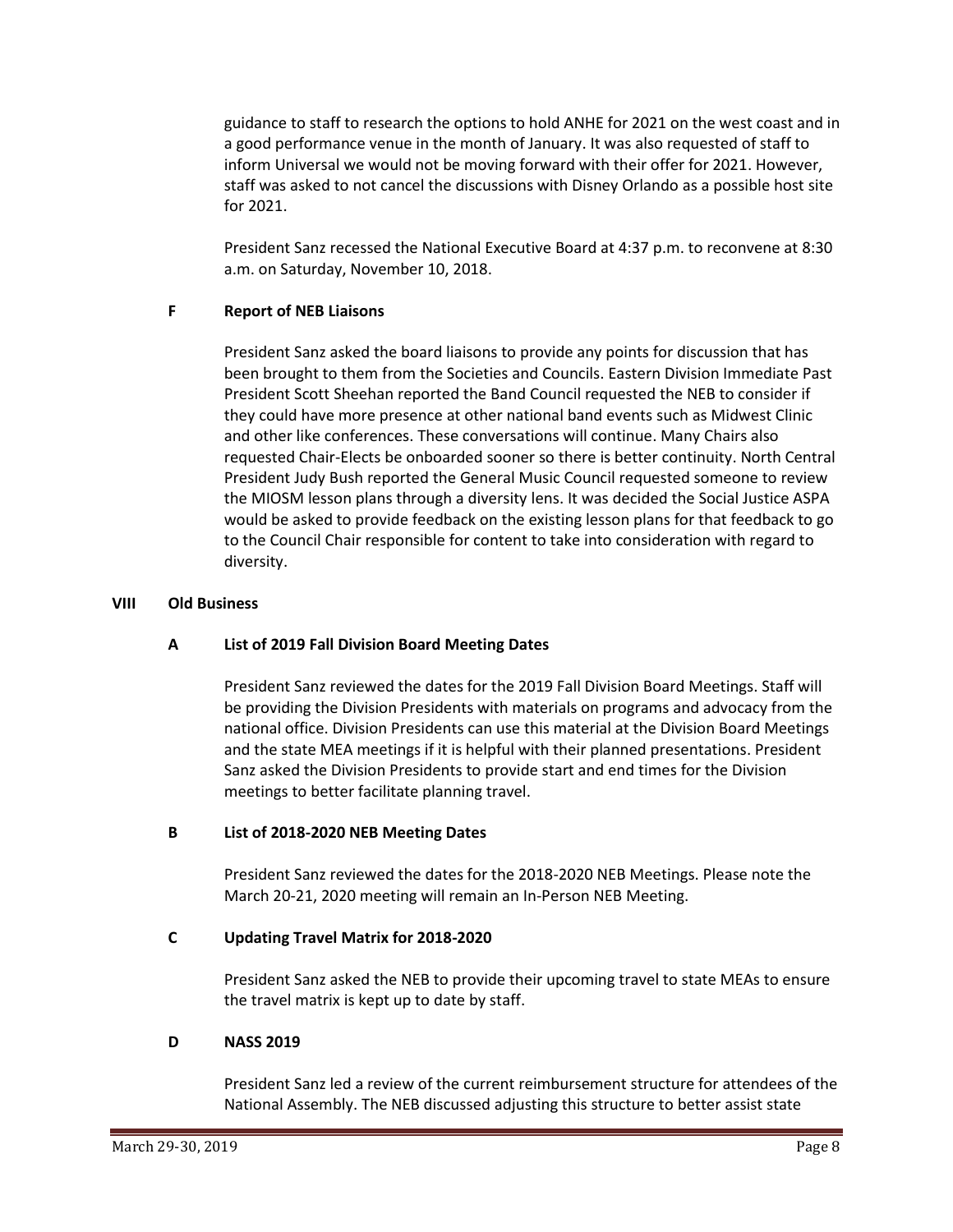guidance to staff to research the options to hold ANHE for 2021 on the west coast and in a good performance venue in the month of January. It was also requested of staff to inform Universal we would not be moving forward with their offer for 2021. However, staff was asked to not cancel the discussions with Disney Orlando as a possible host site for 2021.

President Sanz recessed the National Executive Board at 4:37 p.m. to reconvene at 8:30 a.m. on Saturday, November 10, 2018.

### F Report of NEB Liaisons

President Sanz asked the board liaisons to provide any points for discussion that has been brought to them from the Societies and Councils. Eastern Division Immediate Past President Scott Sheehan reported the Band Council requested the NEB to consider if they could have more presence at other national band events such as Midwest Clinic and other like conferences. These conversations will continue. Many Chairs also requested Chair-Elects be onboarded sooner so there is better continuity. North Central President Judy Bush reported the General Music Council requested someone to review the MIOSM lesson plans through a diversity lens. It was decided the Social Justice ASPA would be asked to provide feedback on the existing lesson plans for that feedback to go to the Council Chair responsible for content to take into consideration with regard to diversity.

## VIII Old Business

### A List of 2019 Fall Division Board Meeting Dates

President Sanz reviewed the dates for the 2019 Fall Division Board Meetings. Staff will be providing the Division Presidents with materials on programs and advocacy from the national office. Division Presidents can use this material at the Division Board Meetings and the state MEA meetings if it is helpful with their planned presentations. President Sanz asked the Division Presidents to provide start and end times for the Division meetings to better facilitate planning travel.

### B List of 2018-2020 NEB Meeting Dates

President Sanz reviewed the dates for the 2018-2020 NEB Meetings. Please note the March 20-21, 2020 meeting will remain an In-Person NEB Meeting.

### C Updating Travel Matrix for 2018-2020

President Sanz asked the NEB to provide their upcoming travel to state MEAs to ensure the travel matrix is kept up to date by staff.

### D NASS 2019

President Sanz led a review of the current reimbursement structure for attendees of the National Assembly. The NEB discussed adjusting this structure to better assist state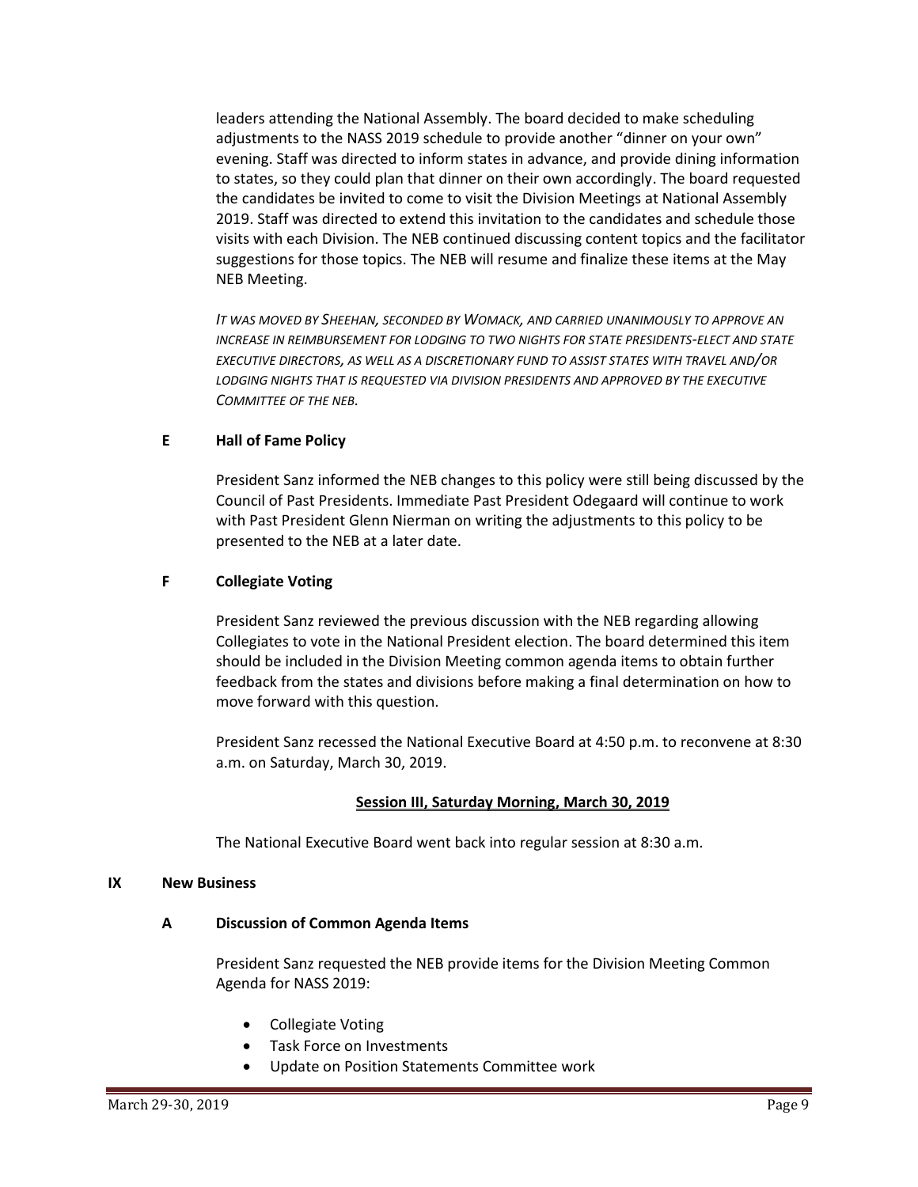leaders attending the National Assembly. The board decided to make scheduling adjustments to the NASS 2019 schedule to provide another "dinner on your own" evening. Staff was directed to inform states in advance, and provide dining information to states, so they could plan that dinner on their own accordingly. The board requested the candidates be invited to come to visit the Division Meetings at National Assembly 2019. Staff was directed to extend this invitation to the candidates and schedule those visits with each Division. The NEB continued discussing content topics and the facilitator suggestions for those topics. The NEB will resume and finalize these items at the May NEB Meeting.

*IT WAS MOVED BY SHEEHAN, SECONDED BY WOMACK, AND CARRIED UNANIMOUSLY TO APPROVE AN INCREASE IN REIMBURSEMENT FOR LODGING TO TWO NIGHTS FOR STATE PRESIDENTS-ELECT AND STATE EXECUTIVE DIRECTORS, AS WELL AS A DISCRETIONARY FUND TO ASSIST STATES WITH TRAVEL AND/OR LODGING NIGHTS THAT IS REQUESTED VIA DIVISION PRESIDENTS AND APPROVED BY THE EXECUTIVE COMMITTEE OF THE NEB.*

**E Hall of Fame Policy**

President Sanz informed the NEB changes to this policy were still being discussed by the Council of Past Presidents. Immediate Past President Odegaard will continue to work with Past President Glenn Nierman on writing the adjustments to this policy to be presented to the NEB at a later date.

**F Collegiate Voting**

President Sanz reviewed the previous discussion with the NEB regarding allowing Collegiates to vote in the National President election. The board determined this item should be included in the Division Meeting common agenda items to obtain further feedback from the states and divisions before making a final determination on how to move forward with this question.

President Sanz recessed the National Executive Board at 4:50 p.m. to reconvene at 8:30 a.m. on Saturday, March 30, 2019.

**Session III, Saturday Morning, March 30, 2019**

The National Executive Board went back into regular session at 8:30 a.m.

**IX New Business**

**A Discussion of Common Agenda Items**

President Sanz requested the NEB provide items for the Division Meeting Common Agenda for NASS 2019:

- Collegiate Voting
- Task Force on Investments
- Update on Position Statements Committee work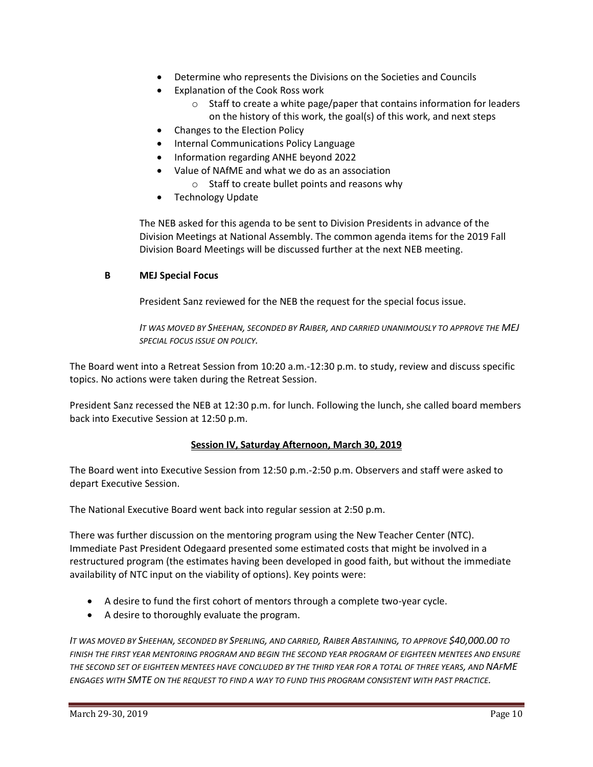- Determine who represents the Divisions on the Societies and Councils
- Explanation of the Cook Ross work
    - Staff to create a white page/paper that contains information for leaders on the history of this work, the goal(s) of this work, and next steps
- Changes to the Election Policy
- Internal Communications Policy Language
- Information regarding ANHE beyond 2022
- Value of NAfME and what we do as an association
    - Staff to create bullet points and reasons why
- Technology Update

The NEB asked for this agenda to be sent to Division Presidents in advance of the Division Meetings at National Assembly. The common agenda items for the 2019 Fall Division Board Meetings will be discussed further at the next NEB meeting.

**B MEJ Special Focus**

President Sanz reviewed for the NEB the request for the special focus issue.

*IT WAS MOVED BY SHEEHAN, SECONDED BY RAIBER, AND CARRIED UNANIMOUSLY TO APPROVE THE MEJ SPECIAL FOCUS ISSUE ON POLICY.*

The Board went into a Retreat Session from 10:20 a.m.-12:30 p.m. to study, review and discuss specific topics. No actions were taken during the Retreat Session.

President Sanz recessed the NEB at 12:30 p.m. for lunch. Following the lunch, she called board members back into Executive Session at 12:50 p.m.

**Session IV, Saturday Afternoon, March 30, 2019**

The Board went into Executive Session from 12:50 p.m.-2:50 p.m. Observers and staff were asked to depart Executive Session.

The National Executive Board went back into regular session at 2:50 p.m.

There was further discussion on the mentoring program using the New Teacher Center (NTC). Immediate Past President Odegaard presented some estimated costs that might be involved in a restructured program (the estimates having been developed in good faith, but without the immediate availability of NTC input on the viability of options). Key points were:

- A desire to fund the first cohort of mentors through a complete two-year cycle.
- A desire to thoroughly evaluate the program.

*IT WAS MOVED BY SHEEHAN, SECONDED BY SPERLING, AND CARRIED, RAIBER ABSTAINING, TO APPROVE $40,000.00 TO FINISH THE FIRST YEAR MENTORING PROGRAM AND BEGIN THE SECOND YEAR PROGRAM OF EIGHTEEN MENTEES AND ENSURE THE SECOND SET OF EIGHTEEN MENTEES HAVE CONCLUDED BY THE THIRD YEAR FOR A TOTAL OF THREE YEARS, AND NAFME ENGAGES WITH SMTE ON THE REQUEST TO FIND A WAY TO FUND THIS PROGRAM CONSISTENT WITH PAST PRACTICE.*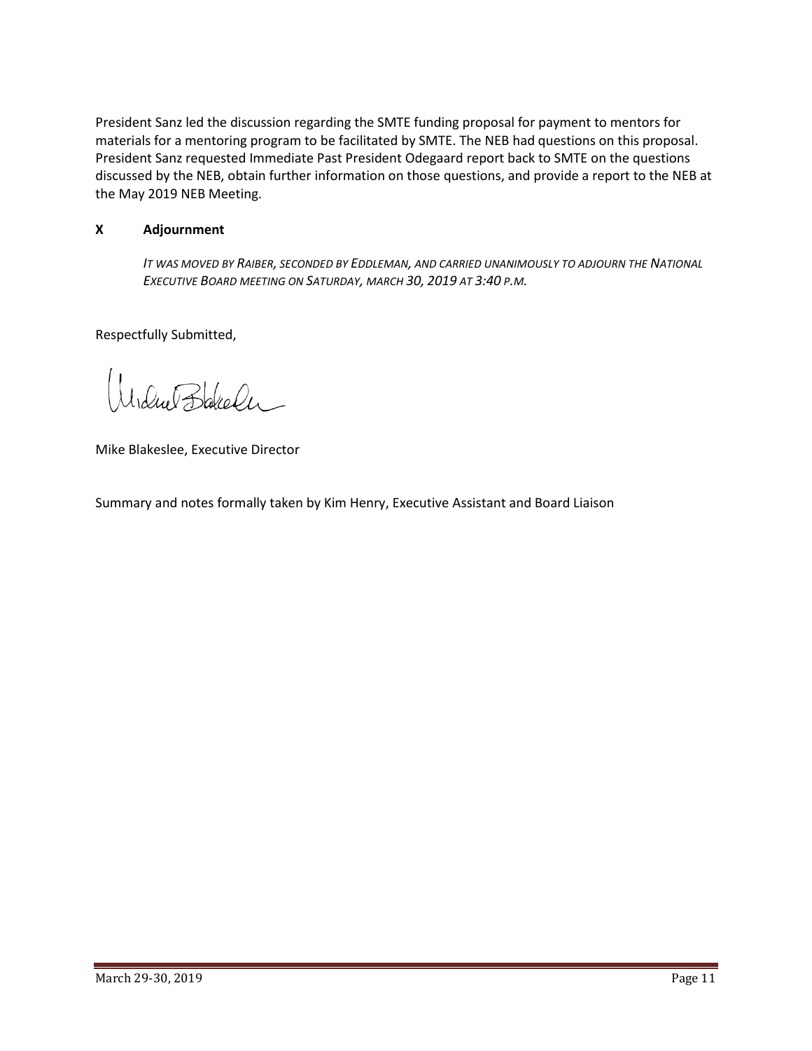President Sanz led the discussion regarding the SMTE funding proposal for payment to mentors for materials for a mentoring program to be facilitated by SMTE. The NEB had questions on this proposal. President Sanz requested Immediate Past President Odegaard report back to SMTE on the questions discussed by the NEB, obtain further information on those questions, and provide a report to the NEB at the May 2019 NEB Meeting.

## X Adjournment

*IT WAS MOVED BY RAIBER, SECONDED BY EDDLEMAN, AND CARRIED UNANIMOUSLY TO ADJOURN THE NATIONAL EXECUTIVE BOARD MEETING ON SATURDAY, MARCH 30, 2019 AT 3:40 P.M.*

Respectfully Submitted,

Mike Blakeslee, Executive Director

Summary and notes formally taken by Kim Henry, Executive Assistant and Board Liaison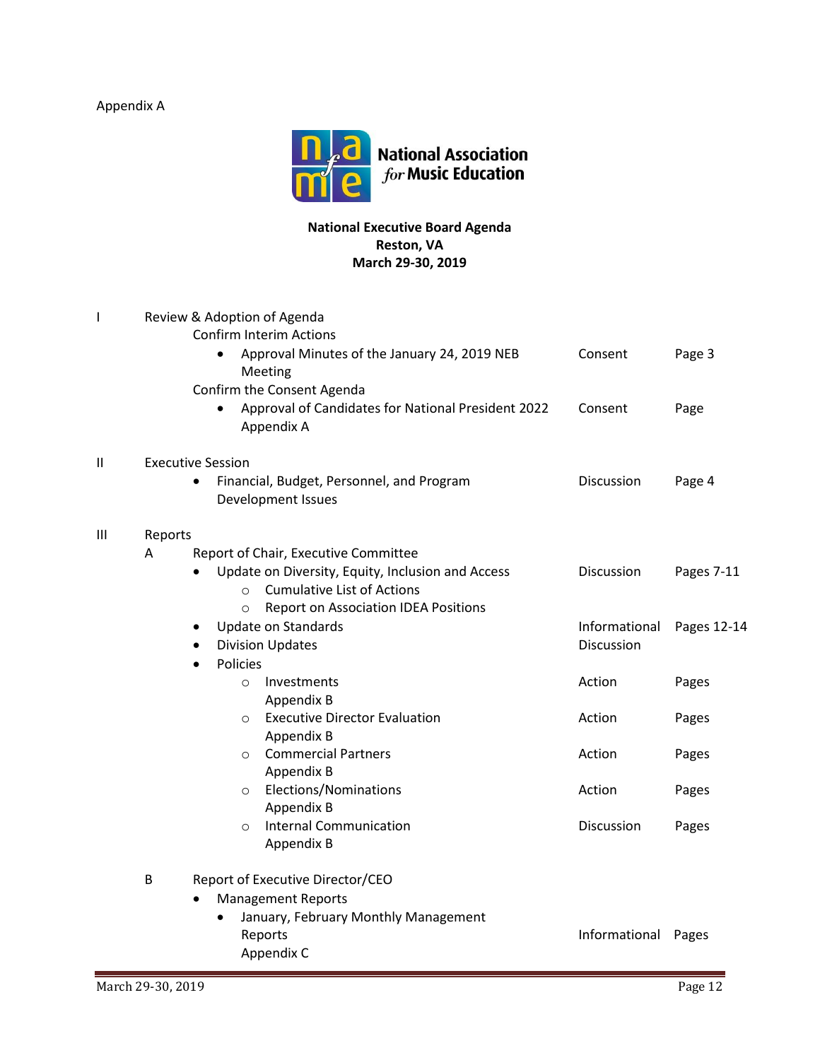Appendix A

**National Association for Music Education**

**National Executive Board Agenda**
**Reston, VA**
**March 29-30, 2019**

| | | | |
|---|---|---|---|
| I | Review & Adoption of Agenda | | |
| | Confirm Interim Actions | | |
| | • Approval Minutes of the January 24, 2019 NEB Meeting | Consent | Page 3 |
| | Confirm the Consent Agenda | | |
| | • Approval of Candidates for National President 2022 Appendix A | Consent | Page |
| II | Executive Session | | |
| | • Financial, Budget, Personnel, and Program Development Issues | Discussion | Page 4 |
| III | Reports | | |
| | A Report of Chair, Executive Committee | | |
| | • Update on Diversity, Equity, Inclusion and Access | Discussion | Pages 7-11 |
| | ○ Cumulative List of Actions | | |
| | ○ Report on Association IDEA Positions | | |
| | • Update on Standards | Informational | Pages 12-14 |
| | • Division Updates | Discussion | |
| | • Policies | | |
| | ○ Investments Appendix B | Action | Pages |
| | ○ Executive Director Evaluation Appendix B | Action | Pages |
| | ○ Commercial Partners Appendix B | Action | Pages |
| | ○ Elections/Nominations Appendix B | Action | Pages |
| | ○ Internal Communication Appendix B | Discussion | Pages |
| | B Report of Executive Director/CEO | | |
| | • Management Reports | | |
| | • January, February Monthly Management Reports Appendix C | Informational | Pages |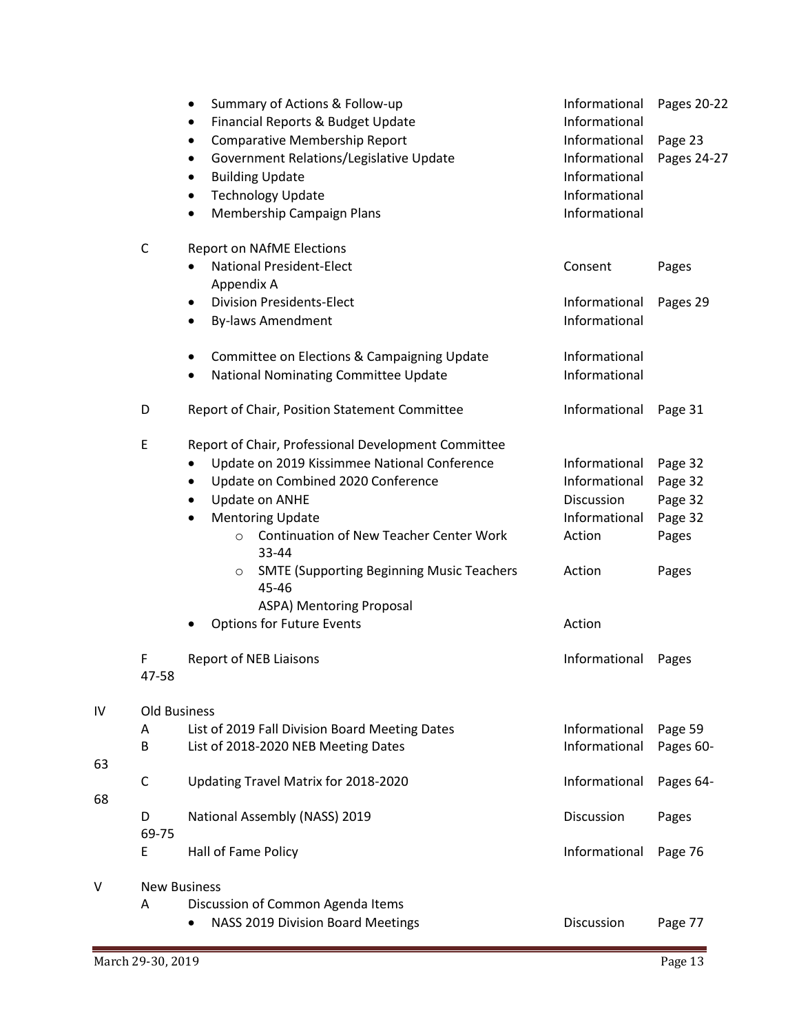| | | | | |
|---|---|---|---|---|
| | | • Summary of Actions & Follow-up | Informational | Pages 20-22 |
| | | • Financial Reports & Budget Update | Informational | |
| | | • Comparative Membership Report | Informational | Page 23 |
| | | • Government Relations/Legislative Update | Informational | Pages 24-27 |
| | | • Building Update | Informational | |
| | | • Technology Update | Informational | |
| | | • Membership Campaign Plans | Informational | |
| | C | Report on NAfME Elections | | |
| | | • National President-Elect Appendix A | Consent | Pages |
| | | • Division Presidents-Elect | Informational | Pages 29 |
| | | • By-laws Amendment | Informational | |
| | | • Committee on Elections & Campaigning Update | Informational | |
| | | • National Nominating Committee Update | Informational | |
| | D | Report of Chair, Position Statement Committee | Informational | Page 31 |
| | E | Report of Chair, Professional Development Committee | | |
| | | • Update on 2019 Kissimmee National Conference | Informational | Page 32 |
| | | • Update on Combined 2020 Conference | Informational | Page 32 |
| | | • Update on ANHE | Discussion | Page 32 |
| | | • Mentoring Update | Informational | Page 32 |
| | | ○ Continuation of New Teacher Center Work 33-44 | Action | Pages |
| | | ○ SMTE (Supporting Beginning Music Teachers 45-46 ASPA) Mentoring Proposal | Action | Pages |
| | | • Options for Future Events | Action | |
| | F 47-58 | Report of NEB Liaisons | Informational | Pages |
| IV | Old Business | | | |
| | A | List of 2019 Fall Division Board Meeting Dates | Informational | Page 59 |
| 63 | B | List of 2018-2020 NEB Meeting Dates | Informational | Pages 60- |
| 68 | C | Updating Travel Matrix for 2018-2020 | Informational | Pages 64- |
| | D 69-75 | National Assembly (NASS) 2019 | Discussion | Pages |
| | E | Hall of Fame Policy | Informational | Page 76 |
| V | New Business | | | |
| | A | Discussion of Common Agenda Items | | |
| | | • NASS 2019 Division Board Meetings | Discussion | Page 77 |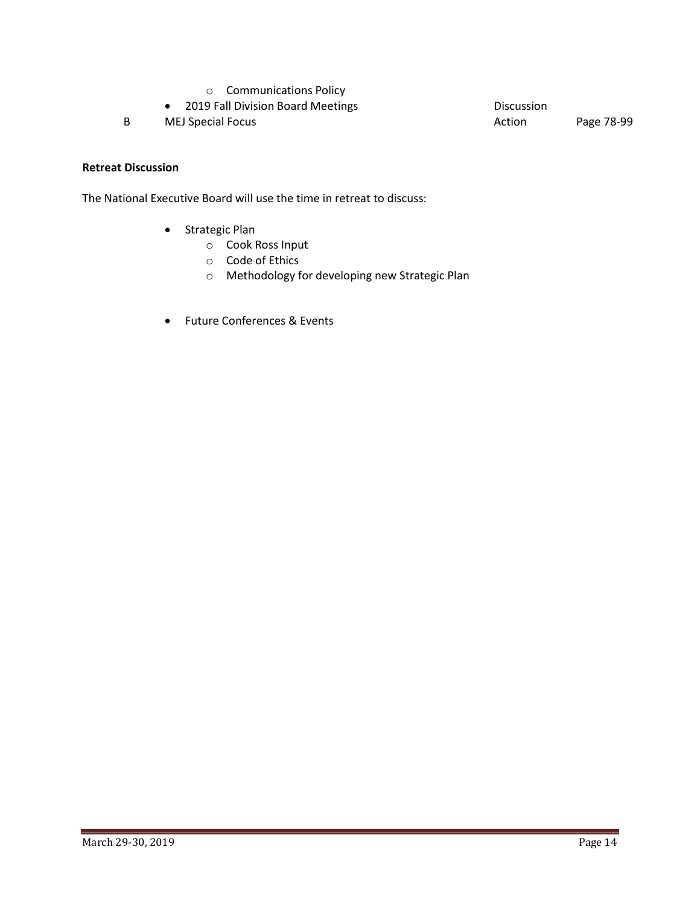- Communications Policy

| | | | |
|---|---|---|---|
| | • 2019 Fall Division Board Meetings | Discussion | |
| B | MEJ Special Focus | Action | Page 78-99 |

**Retreat Discussion**

The National Executive Board will use the time in retreat to discuss:

- Strategic Plan
  - Cook Ross Input
  - Code of Ethics
  - Methodology for developing new Strategic Plan

- Future Conferences & Events